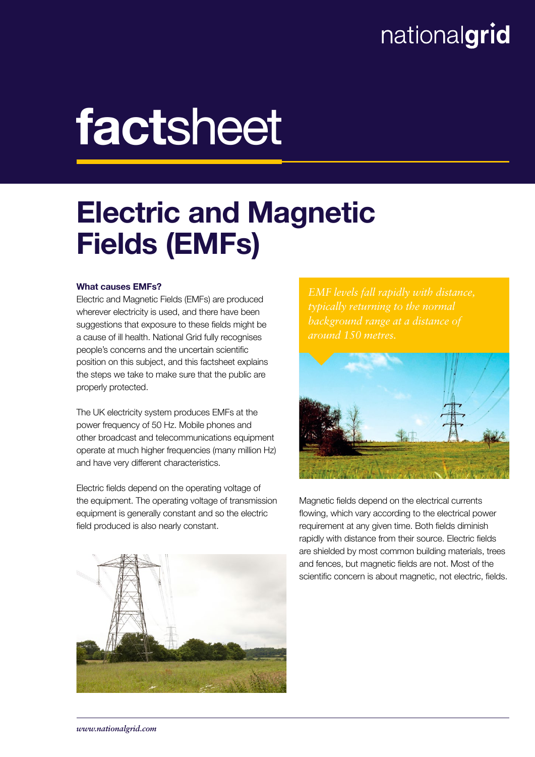nationalgrid

# factsheet

## Electric and Magnetic Fields (EMFs)

### What causes EMFs?

Electric and Magnetic Fields (EMFs) are produced wherever electricity is used, and there have been suggestions that exposure to these fields might be a cause of ill health. National Grid fully recognises people's concerns and the uncertain scientific position on this subject, and this factsheet explains the steps we take to make sure that the public are properly protected.

The UK electricity system produces EMFs at the power frequency of 50 Hz. Mobile phones and other broadcast and telecommunications equipment operate at much higher frequencies (many million Hz) and have very different characteristics.

Electric fields depend on the operating voltage of the equipment. The operating voltage of transmission equipment is generally constant and so the electric field produced is also nearly constant.

*EMF levels fall rapidly with distance, typically returning to the normal background range at a distance of around 150 metres.*

Magnetic fields depend on the electrical currents flowing, which vary according to the electrical power requirement at any given time. Both fields diminish rapidly with distance from their source. Electric fields are shielded by most common building materials, trees and fences, but magnetic fields are not. Most of the scientific concern is about magnetic, not electric, fields.

*www.nationalgrid.com*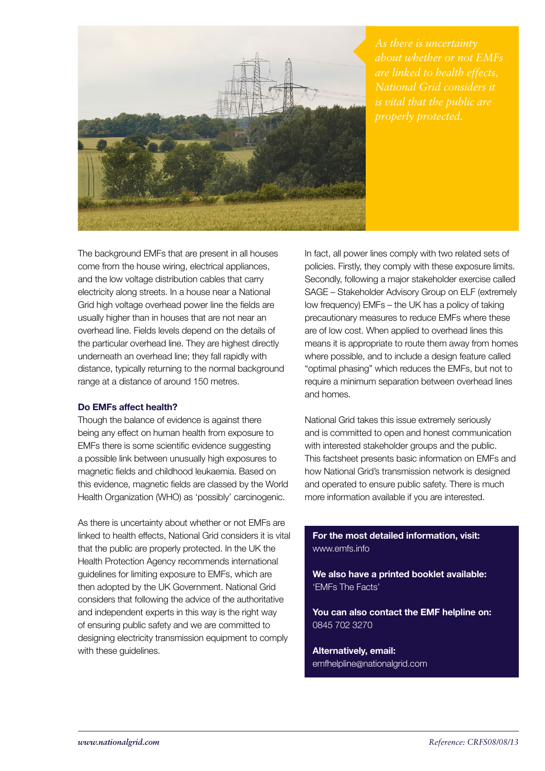*As there is uncertainty about whether or not EMFs are linked to health effects, National Grid considers it is vital that the public are properly protected.*

The background EMFs that are present in all houses come from the house wiring, electrical appliances, and the low voltage distribution cables that carry electricity along streets. In a house near a National Grid high voltage overhead power line the fields are usually higher than in houses that are not near an overhead line. Fields levels depend on the details of the particular overhead line. They are highest directly underneath an overhead line; they fall rapidly with distance, typically returning to the normal background range at a distance of around 150 metres.

**Do EMFs affect health?**

Though the balance of evidence is against there being any effect on human health from exposure to EMFs there is some scientific evidence suggesting a possible link between unusually high exposures to magnetic fields and childhood leukaemia. Based on this evidence, magnetic fields are classed by the World Health Organization (WHO) as 'possibly' carcinogenic.

As there is uncertainty about whether or not EMFs are linked to health effects, National Grid considers it is vital that the public are properly protected. In the UK the Health Protection Agency recommends international guidelines for limiting exposure to EMFs, which are then adopted by the UK Government. National Grid considers that following the advice of the authoritative and independent experts in this way is the right way of ensuring public safety and we are committed to designing electricity transmission equipment to comply with these guidelines.

In fact, all power lines comply with two related sets of policies. Firstly, they comply with these exposure limits. Secondly, following a major stakeholder exercise called SAGE – Stakeholder Advisory Group on ELF (extremely low frequency) EMFs – the UK has a policy of taking precautionary measures to reduce EMFs where these are of low cost. When applied to overhead lines this means it is appropriate to route them away from homes where possible, and to include a design feature called "optimal phasing" which reduces the EMFs, but not to require a minimum separation between overhead lines and homes.

National Grid takes this issue extremely seriously and is committed to open and honest communication with interested stakeholder groups and the public. This factsheet presents basic information on EMFs and how National Grid's transmission network is designed and operated to ensure public safety. There is much more information available if you are interested.

**For the most detailed information, visit:**
www.emfs.info

**We also have a printed booklet available:**
'EMFs The Facts'

**You can also contact the EMF helpline on:**
0845 702 3270

**Alternatively, email:**
emfhelpline@nationalgrid.com

*www.nationalgrid.com* *Reference: CRFS08/08/13*